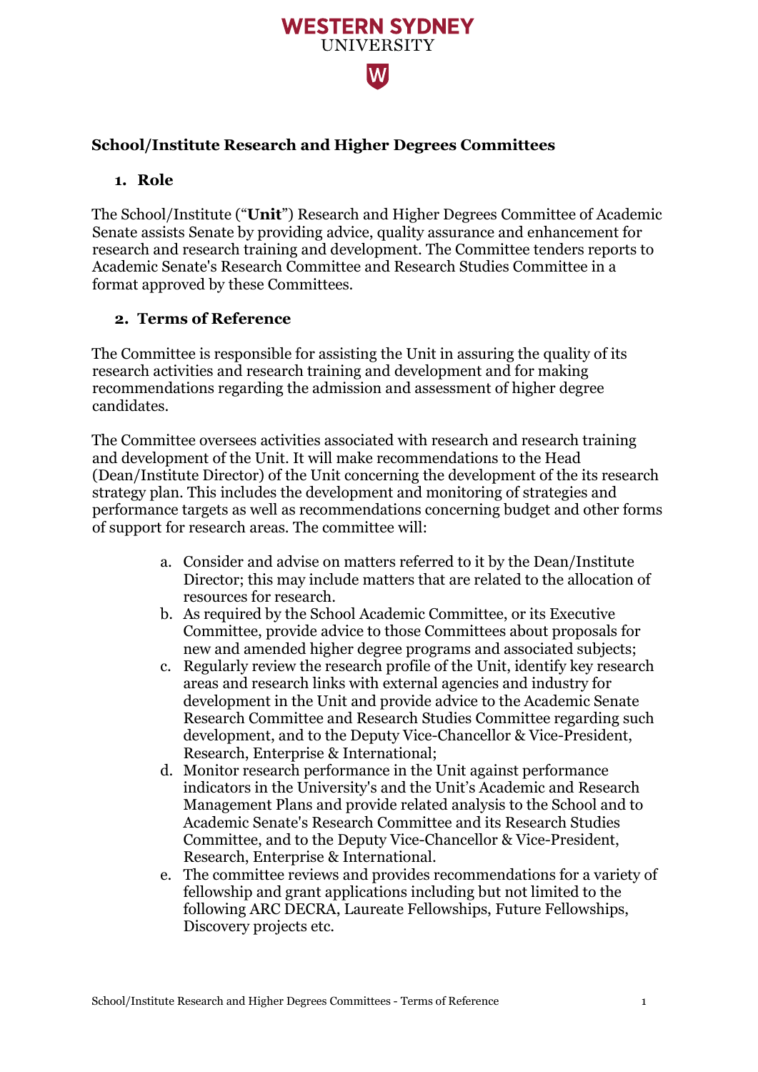# School/Institute Research and Higher Degrees Committees

## 1. Role

The School/Institute ("**Unit**") Research and Higher Degrees Committee of Academic Senate assists Senate by providing advice, quality assurance and enhancement for research and research training and development. The Committee tenders reports to Academic Senate's Research Committee and Research Studies Committee in a format approved by these Committees.

## 2. Terms of Reference

The Committee is responsible for assisting the Unit in assuring the quality of its research activities and research training and development and for making recommendations regarding the admission and assessment of higher degree candidates.

The Committee oversees activities associated with research and research training and development of the Unit. It will make recommendations to the Head (Dean/Institute Director) of the Unit concerning the development of the its research strategy plan. This includes the development and monitoring of strategies and performance targets as well as recommendations concerning budget and other forms of support for research areas. The committee will:

a. Consider and advise on matters referred to it by the Dean/Institute Director; this may include matters that are related to the allocation of resources for research.
b. As required by the School Academic Committee, or its Executive Committee, provide advice to those Committees about proposals for new and amended higher degree programs and associated subjects;
c. Regularly review the research profile of the Unit, identify key research areas and research links with external agencies and industry for development in the Unit and provide advice to the Academic Senate Research Committee and Research Studies Committee regarding such development, and to the Deputy Vice-Chancellor & Vice-President, Research, Enterprise & International;
d. Monitor research performance in the Unit against performance indicators in the University's and the Unit's Academic and Research Management Plans and provide related analysis to the School and to Academic Senate's Research Committee and its Research Studies Committee, and to the Deputy Vice-Chancellor & Vice-President, Research, Enterprise & International.
e. The committee reviews and provides recommendations for a variety of fellowship and grant applications including but not limited to the following ARC DECRA, Laureate Fellowships, Future Fellowships, Discovery projects etc.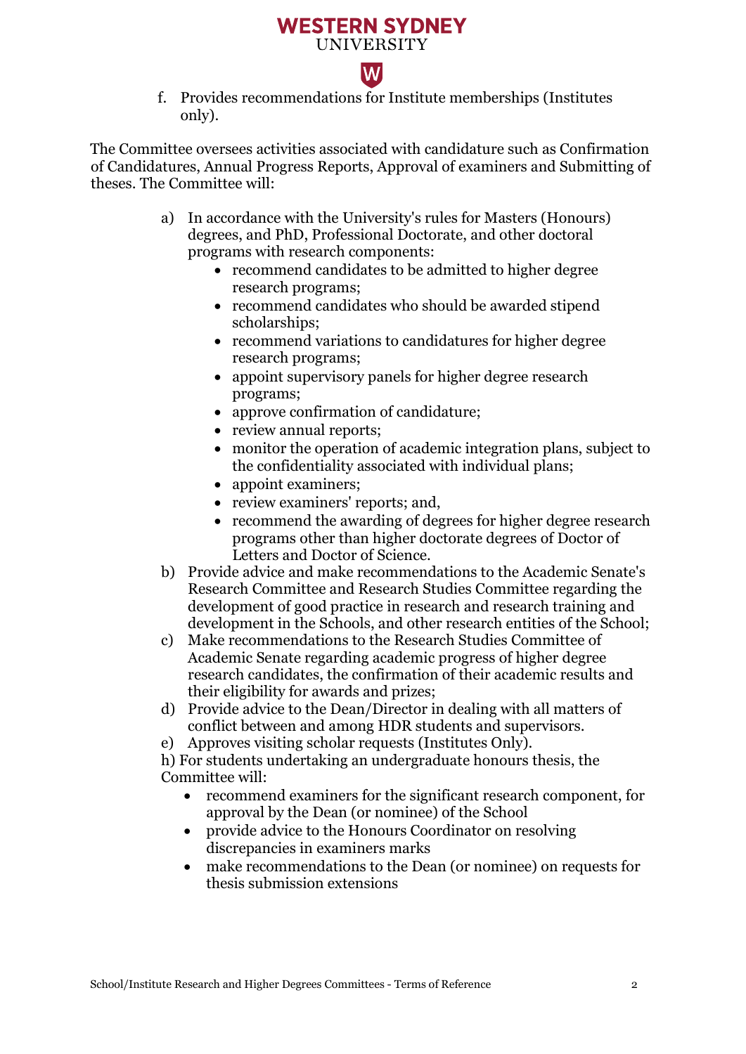f. Provides recommendations for Institute memberships (Institutes only).

The Committee oversees activities associated with candidature such as Confirmation of Candidatures, Annual Progress Reports, Approval of examiners and Submitting of theses. The Committee will:

a) In accordance with the University's rules for Masters (Honours) degrees, and PhD, Professional Doctorate, and other doctoral programs with research components:
   - recommend candidates to be admitted to higher degree research programs;
   - recommend candidates who should be awarded stipend scholarships;
   - recommend variations to candidatures for higher degree research programs;
   - appoint supervisory panels for higher degree research programs;
   - approve confirmation of candidature;
   - review annual reports;
   - monitor the operation of academic integration plans, subject to the confidentiality associated with individual plans;
   - appoint examiners;
   - review examiners' reports; and,
   - recommend the awarding of degrees for higher degree research programs other than higher doctorate degrees of Doctor of Letters and Doctor of Science.

b) Provide advice and make recommendations to the Academic Senate's Research Committee and Research Studies Committee regarding the development of good practice in research and research training and development in the Schools, and other research entities of the School;

c) Make recommendations to the Research Studies Committee of Academic Senate regarding academic progress of higher degree research candidates, the confirmation of their academic results and their eligibility for awards and prizes;

d) Provide advice to the Dean/Director in dealing with all matters of conflict between and among HDR students and supervisors.

e) Approves visiting scholar requests (Institutes Only).

h) For students undertaking an undergraduate honours thesis, the Committee will:

- recommend examiners for the significant research component, for approval by the Dean (or nominee) of the School
- provide advice to the Honours Coordinator on resolving discrepancies in examiners marks
- make recommendations to the Dean (or nominee) on requests for thesis submission extensions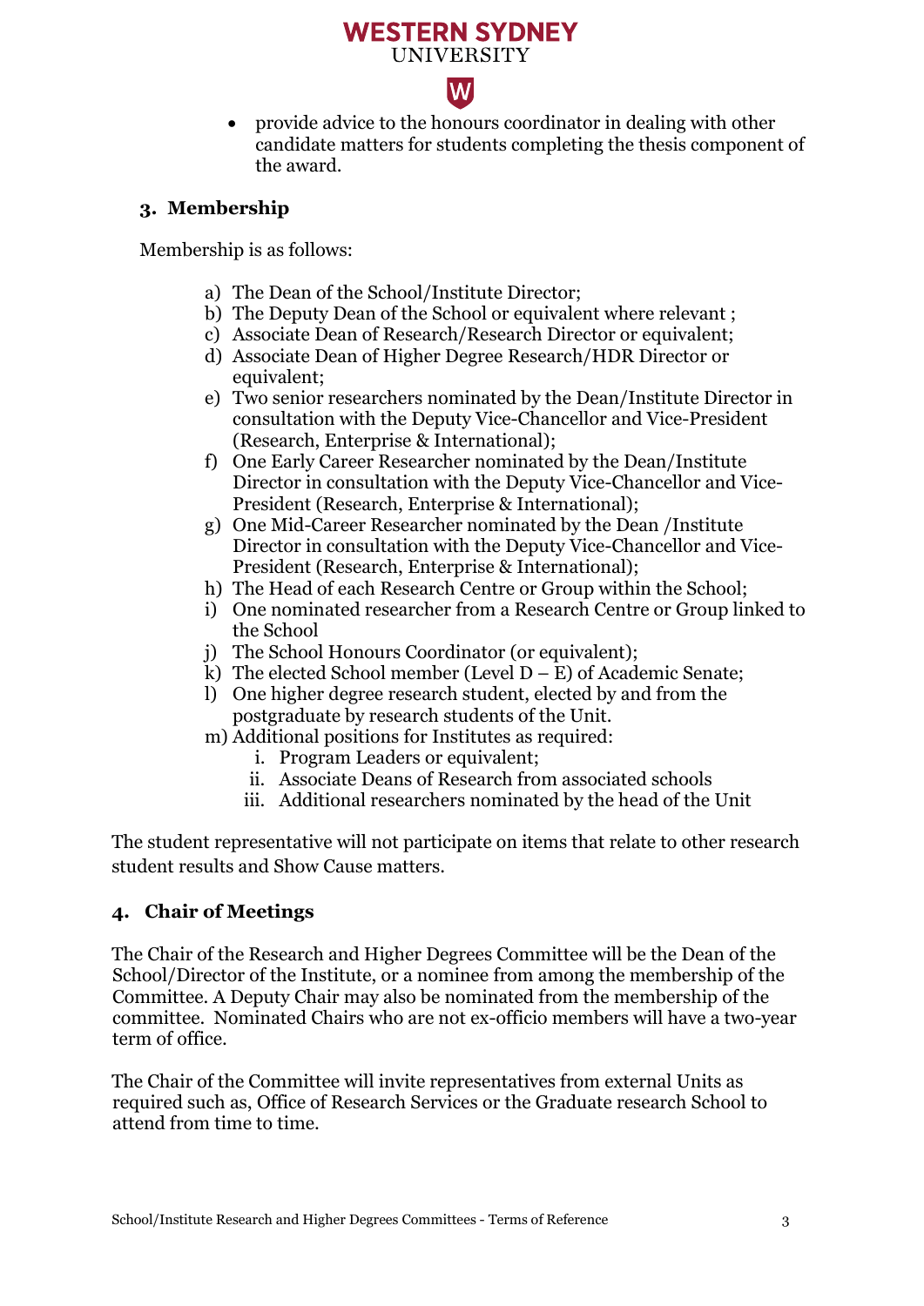- provide advice to the honours coordinator in dealing with other candidate matters for students completing the thesis component of the award.

## 3. Membership

Membership is as follows:

a) The Dean of the School/Institute Director;
b) The Deputy Dean of the School or equivalent where relevant ;
c) Associate Dean of Research/Research Director or equivalent;
d) Associate Dean of Higher Degree Research/HDR Director or equivalent;
e) Two senior researchers nominated by the Dean/Institute Director in consultation with the Deputy Vice-Chancellor and Vice-President (Research, Enterprise & International);
f) One Early Career Researcher nominated by the Dean/Institute Director in consultation with the Deputy Vice-Chancellor and Vice-President (Research, Enterprise & International);
g) One Mid-Career Researcher nominated by the Dean /Institute Director in consultation with the Deputy Vice-Chancellor and Vice-President (Research, Enterprise & International);
h) The Head of each Research Centre or Group within the School;
i) One nominated researcher from a Research Centre or Group linked to the School
j) The School Honours Coordinator (or equivalent);
k) The elected School member (Level D – E) of Academic Senate;
l) One higher degree research student, elected by and from the postgraduate by research students of the Unit.
m) Additional positions for Institutes as required:
   i. Program Leaders or equivalent;
   ii. Associate Deans of Research from associated schools
   iii. Additional researchers nominated by the head of the Unit

The student representative will not participate on items that relate to other research student results and Show Cause matters.

## 4. Chair of Meetings

The Chair of the Research and Higher Degrees Committee will be the Dean of the School/Director of the Institute, or a nominee from among the membership of the Committee. A Deputy Chair may also be nominated from the membership of the committee. Nominated Chairs who are not ex-officio members will have a two-year term of office.

The Chair of the Committee will invite representatives from external Units as required such as, Office of Research Services or the Graduate research School to attend from time to time.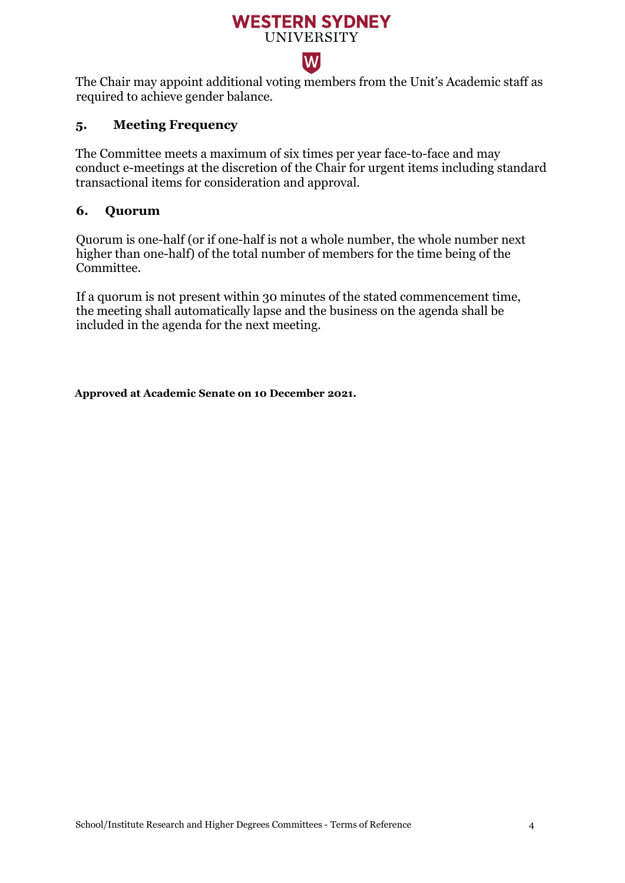The Chair may appoint additional voting members from the Unit's Academic staff as required to achieve gender balance.

## 5. Meeting Frequency

The Committee meets a maximum of six times per year face-to-face and may conduct e-meetings at the discretion of the Chair for urgent items including standard transactional items for consideration and approval.

## 6. Quorum

Quorum is one-half (or if one-half is not a whole number, the whole number next higher than one-half) of the total number of members for the time being of the Committee.

If a quorum is not present within 30 minutes of the stated commencement time, the meeting shall automatically lapse and the business on the agenda shall be included in the agenda for the next meeting.

**Approved at Academic Senate on 10 December 2021.**